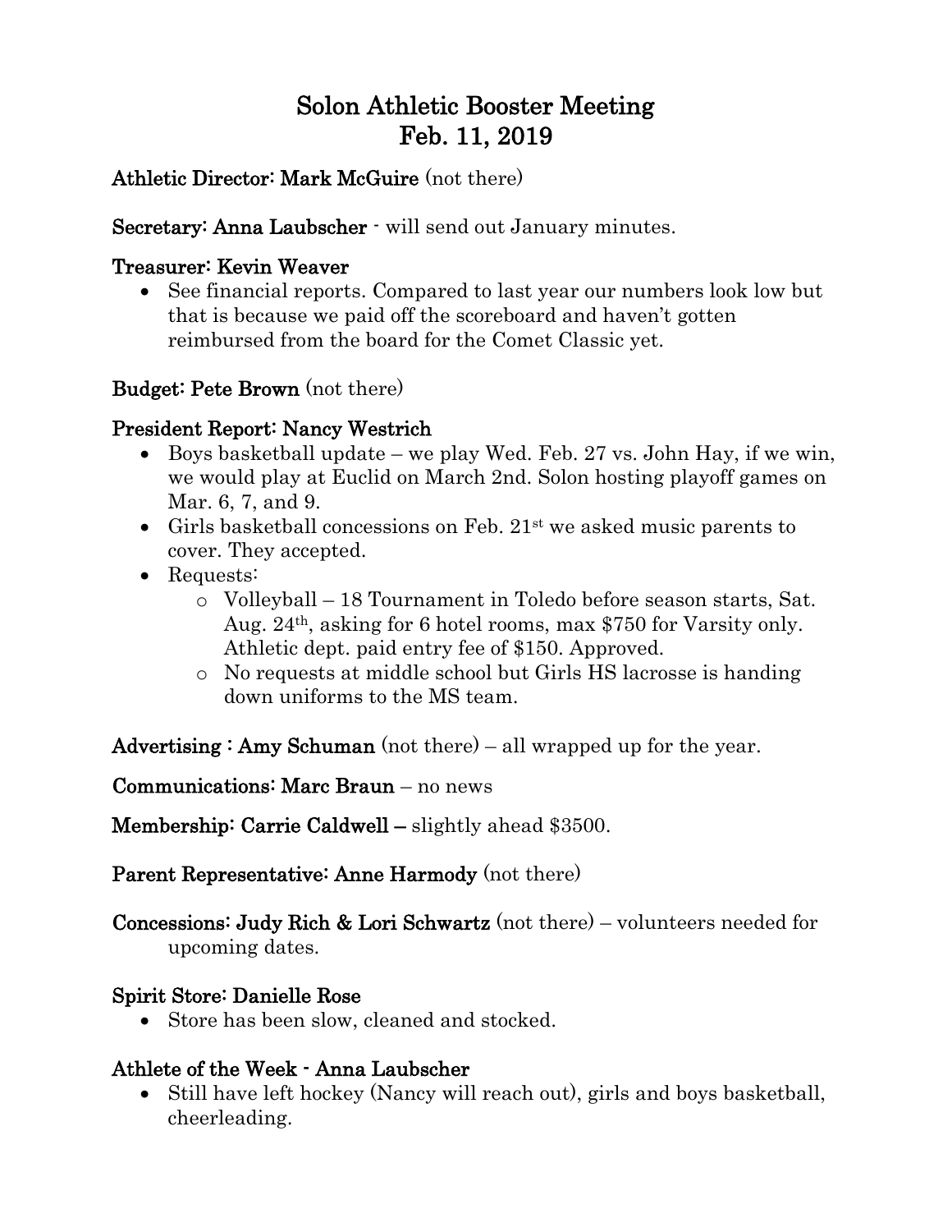# Solon Athletic Booster Meeting
# Feb. 11, 2019

**Athletic Director: Mark McGuire** (not there)

**Secretary: Anna Laubscher** - will send out January minutes.

**Treasurer: Kevin Weaver**

- See financial reports. Compared to last year our numbers look low but that is because we paid off the scoreboard and haven't gotten reimbursed from the board for the Comet Classic yet.

**Budget: Pete Brown** (not there)

**President Report: Nancy Westrich**

- Boys basketball update – we play Wed. Feb. 27 vs. John Hay, if we win, we would play at Euclid on March 2nd. Solon hosting playoff games on Mar. 6, 7, and 9.
- Girls basketball concessions on Feb. 21st we asked music parents to cover. They accepted.
- Requests:
  - Volleyball – 18 Tournament in Toledo before season starts, Sat. Aug. 24th, asking for 6 hotel rooms, max $750 for Varsity only. Athletic dept. paid entry fee of $150. Approved.
  - No requests at middle school but Girls HS lacrosse is handing down uniforms to the MS team.

**Advertising : Amy Schuman** (not there) – all wrapped up for the year.

**Communications: Marc Braun** – no news

**Membership: Carrie Caldwell –** slightly ahead $3500.

**Parent Representative: Anne Harmody** (not there)

**Concessions: Judy Rich & Lori Schwartz** (not there) – volunteers needed for upcoming dates.

**Spirit Store: Danielle Rose**

- Store has been slow, cleaned and stocked.

**Athlete of the Week - Anna Laubscher**

- Still have left hockey (Nancy will reach out), girls and boys basketball, cheerleading.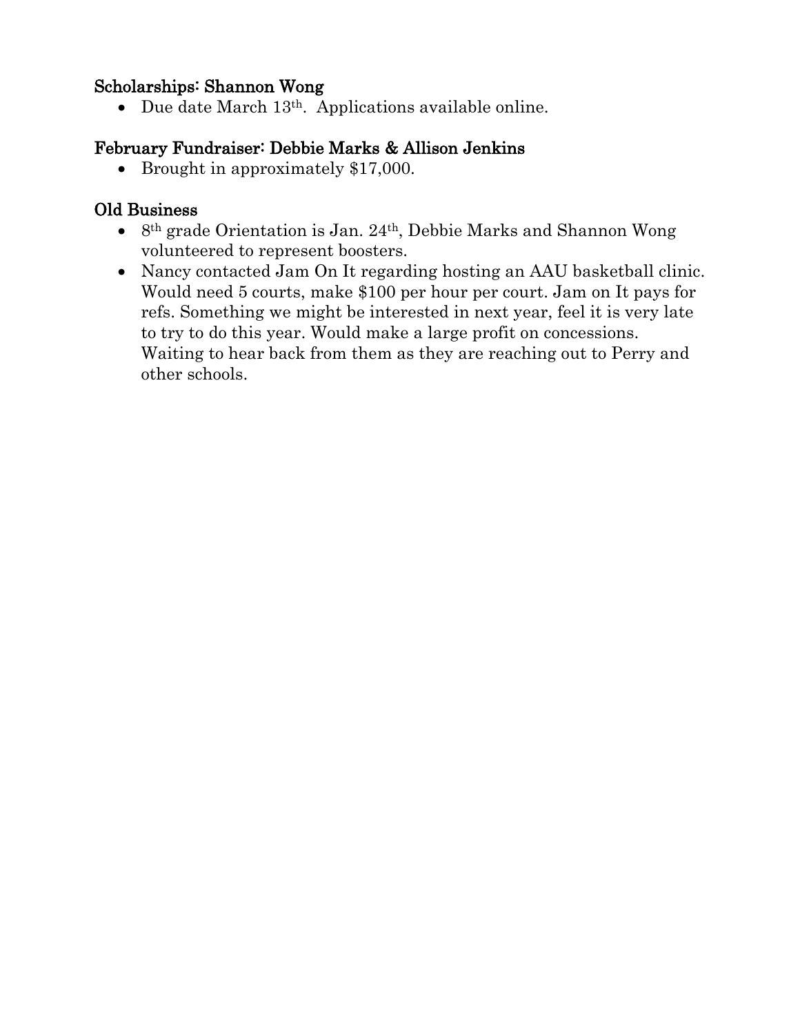### Scholarships: Shannon Wong

- Due date March 13th. Applications available online.

### February Fundraiser: Debbie Marks & Allison Jenkins

- Brought in approximately $17,000.

### Old Business

- 8th grade Orientation is Jan. 24th, Debbie Marks and Shannon Wong volunteered to represent boosters.
- Nancy contacted Jam On It regarding hosting an AAU basketball clinic. Would need 5 courts, make $100 per hour per court. Jam on It pays for refs. Something we might be interested in next year, feel it is very late to try to do this year. Would make a large profit on concessions. Waiting to hear back from them as they are reaching out to Perry and other schools.